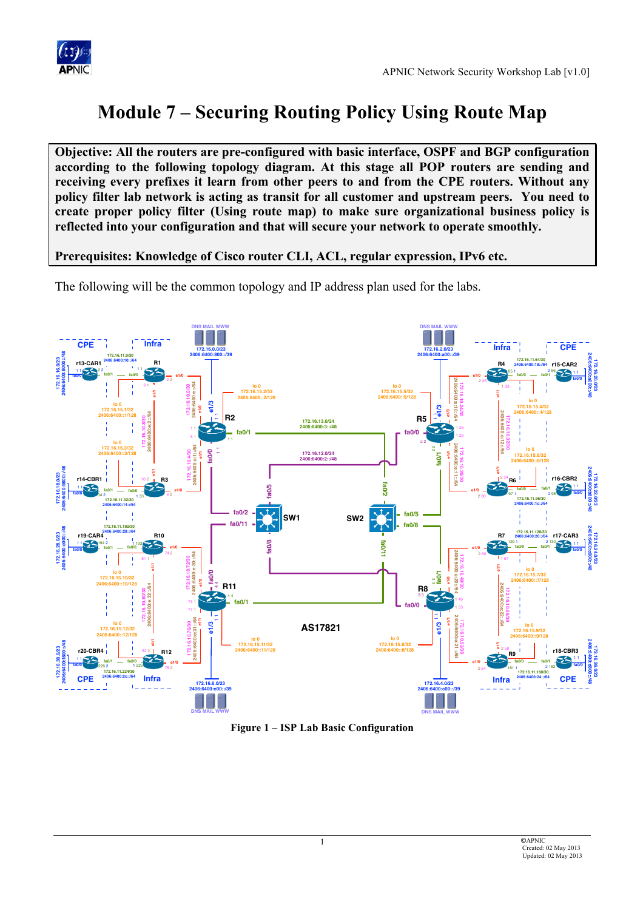# Module 7 – Securing Routing Policy Using Route Map

**Objective: All the routers are pre-configured with basic interface, OSPF and BGP configuration according to the following topology diagram. At this stage all POP routers are sending and receiving every prefixes it learn from other peers to and from the CPE routers. Without any policy filter lab network is acting as transit for all customer and upstream peers. You need to create proper policy filter (Using route map) to make sure organizational business policy is reflected into your configuration and that will secure your network to operate smoothly.**

**Prerequisites: Knowledge of Cisco router CLI, ACL, regular expression, IPv6 etc.**

The following will be the common topology and IP address plan used for the labs.

**Figure 1 – ISP Lab Basic Configuration**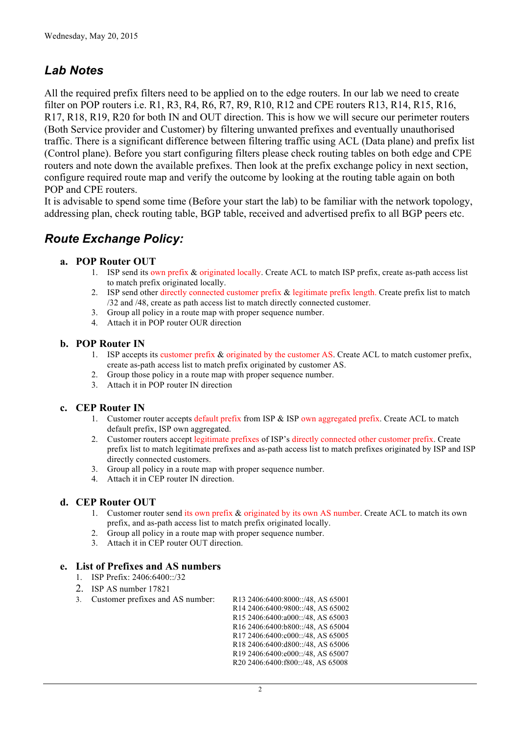## *Lab Notes*

All the required prefix filters need to be applied on to the edge routers. In our lab we need to create filter on POP routers i.e. R1, R3, R4, R6, R7, R9, R10, R12 and CPE routers R13, R14, R15, R16, R17, R18, R19, R20 for both IN and OUT direction. This is how we will secure our perimeter routers (Both Service provider and Customer) by filtering unwanted prefixes and eventually unauthorised traffic. There is a significant difference between filtering traffic using ACL (Data plane) and prefix list (Control plane). Before you start configuring filters please check routing tables on both edge and CPE routers and note down the available prefixes. Then look at the prefix exchange policy in next section, configure required route map and verify the outcome by looking at the routing table again on both POP and CPE routers.
It is advisable to spend some time (Before your start the lab) to be familiar with the network topology, addressing plan, check routing table, BGP table, received and advertised prefix to all BGP peers etc.

## *Route Exchange Policy:*

### a. POP Router OUT

1. ISP send its own prefix & originated locally. Create ACL to match ISP prefix, create as-path access list to match prefix originated locally.
2. ISP send other directly connected customer prefix & legitimate prefix length. Create prefix list to match /32 and /48, create as path access list to match directly connected customer.
3. Group all policy in a route map with proper sequence number.
4. Attach it in POP router OUR direction

### b. POP Router IN

1. ISP accepts its customer prefix & originated by the customer AS. Create ACL to match customer prefix, create as-path access list to match prefix originated by customer AS.
2. Group those policy in a route map with proper sequence number.
3. Attach it in POP router IN direction

### c. CEP Router IN

1. Customer router accepts default prefix from ISP & ISP own aggregated prefix. Create ACL to match default prefix, ISP own aggregated.
2. Customer routers accept legitimate prefixes of ISP's directly connected other customer prefix. Create prefix list to match legitimate prefixes and as-path access list to match prefixes originated by ISP and ISP directly connected customers.
3. Group all policy in a route map with proper sequence number.
4. Attach it in CEP router IN direction.

### d. CEP Router OUT

1. Customer router send its own prefix & originated by its own AS number. Create ACL to match its own prefix, and as-path access list to match prefix originated locally.
2. Group all policy in a route map with proper sequence number.
3. Attach it in CEP router OUT direction.

### e. List of Prefixes and AS numbers

1. ISP Prefix: 2406:6400::/32
2. ISP AS number 17821
3. Customer prefixes and AS number:
   - R13 2406:6400:8000::/48, AS 65001
   - R14 2406:6400:9800::/48, AS 65002
   - R15 2406:6400:a000::/48, AS 65003
   - R16 2406:6400:b800::/48, AS 65004
   - R17 2406:6400:c000::/48, AS 65005
   - R18 2406:6400:d800::/48, AS 65006
   - R19 2406:6400:e000::/48, AS 65007
   - R20 2406:6400:f800::/48, AS 65008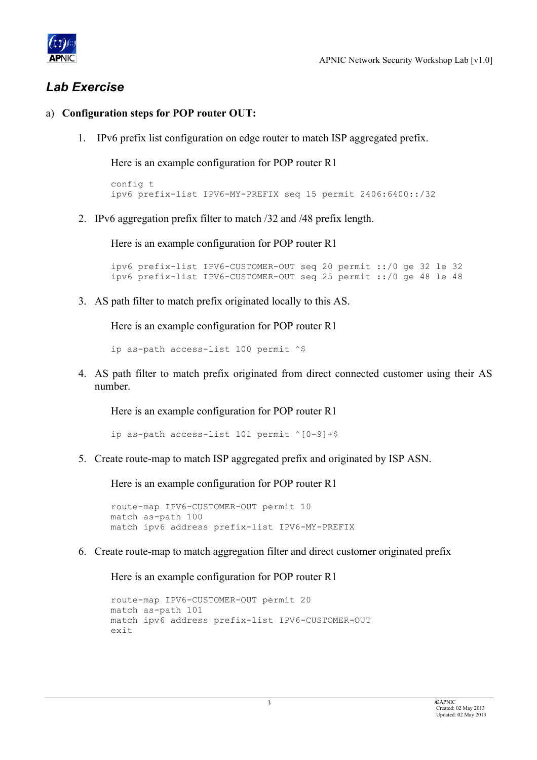## *Lab Exercise*

a) **Configuration steps for POP router OUT:**

1. IPv6 prefix list configuration on edge router to match ISP aggregated prefix.

   Here is an example configuration for POP router R1

   ```
   config t
   ipv6 prefix-list IPV6-MY-PREFIX seq 15 permit 2406:6400::/32
   ```

2. IPv6 aggregation prefix filter to match /32 and /48 prefix length.

   Here is an example configuration for POP router R1

   ```
   ipv6 prefix-list IPV6-CUSTOMER-OUT seq 20 permit ::/0 ge 32 le 32
   ipv6 prefix-list IPV6-CUSTOMER-OUT seq 25 permit ::/0 ge 48 le 48
   ```

3. AS path filter to match prefix originated locally to this AS.

   Here is an example configuration for POP router R1

   ```
   ip as-path access-list 100 permit ^$
   ```

4. AS path filter to match prefix originated from direct connected customer using their AS number.

   Here is an example configuration for POP router R1

   ```
   ip as-path access-list 101 permit ^[0-9]+$
   ```

5. Create route-map to match ISP aggregated prefix and originated by ISP ASN.

   Here is an example configuration for POP router R1

   ```
   route-map IPV6-CUSTOMER-OUT permit 10
   match as-path 100
   match ipv6 address prefix-list IPV6-MY-PREFIX
   ```

6. Create route-map to match aggregation filter and direct customer originated prefix

   Here is an example configuration for POP router R1

   ```
   route-map IPV6-CUSTOMER-OUT permit 20
   match as-path 101
   match ipv6 address prefix-list IPV6-CUSTOMER-OUT
   exit
   ```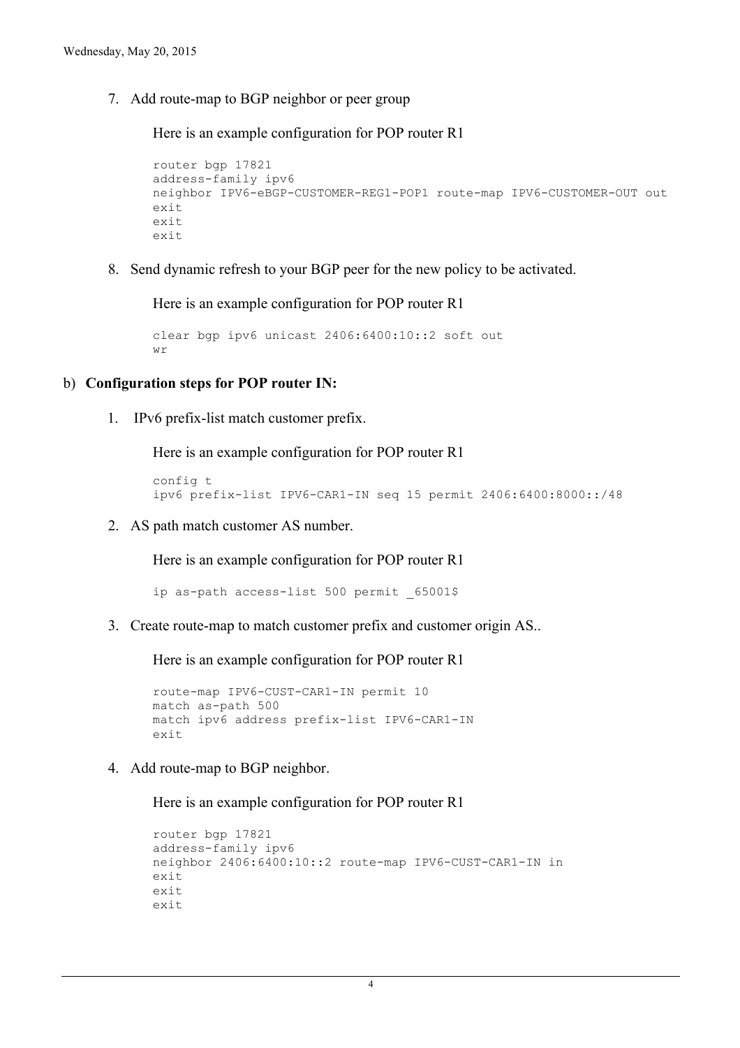7. Add route-map to BGP neighbor or peer group

   Here is an example configuration for POP router R1

   ```
   router bgp 17821
   address-family ipv6
   neighbor IPV6-eBGP-CUSTOMER-REG1-POP1 route-map IPV6-CUSTOMER-OUT out
   exit
   exit
   exit
   ```

8. Send dynamic refresh to your BGP peer for the new policy to be activated.

   Here is an example configuration for POP router R1

   ```
   clear bgp ipv6 unicast 2406:6400:10::2 soft out
   wr
   ```

b) **Configuration steps for POP router IN:**

1. IPv6 prefix-list match customer prefix.

   Here is an example configuration for POP router R1

   ```
   config t
   ipv6 prefix-list IPV6-CAR1-IN seq 15 permit 2406:6400:8000::/48
   ```

2. AS path match customer AS number.

   Here is an example configuration for POP router R1

   ```
   ip as-path access-list 500 permit _65001$
   ```

3. Create route-map to match customer prefix and customer origin AS..

   Here is an example configuration for POP router R1

   ```
   route-map IPV6-CUST-CAR1-IN permit 10
   match as-path 500
   match ipv6 address prefix-list IPV6-CAR1-IN
   exit
   ```

4. Add route-map to BGP neighbor.

   Here is an example configuration for POP router R1

   ```
   router bgp 17821
   address-family ipv6
   neighbor 2406:6400:10::2 route-map IPV6-CUST-CAR1-IN in
   exit
   exit
   exit
   ```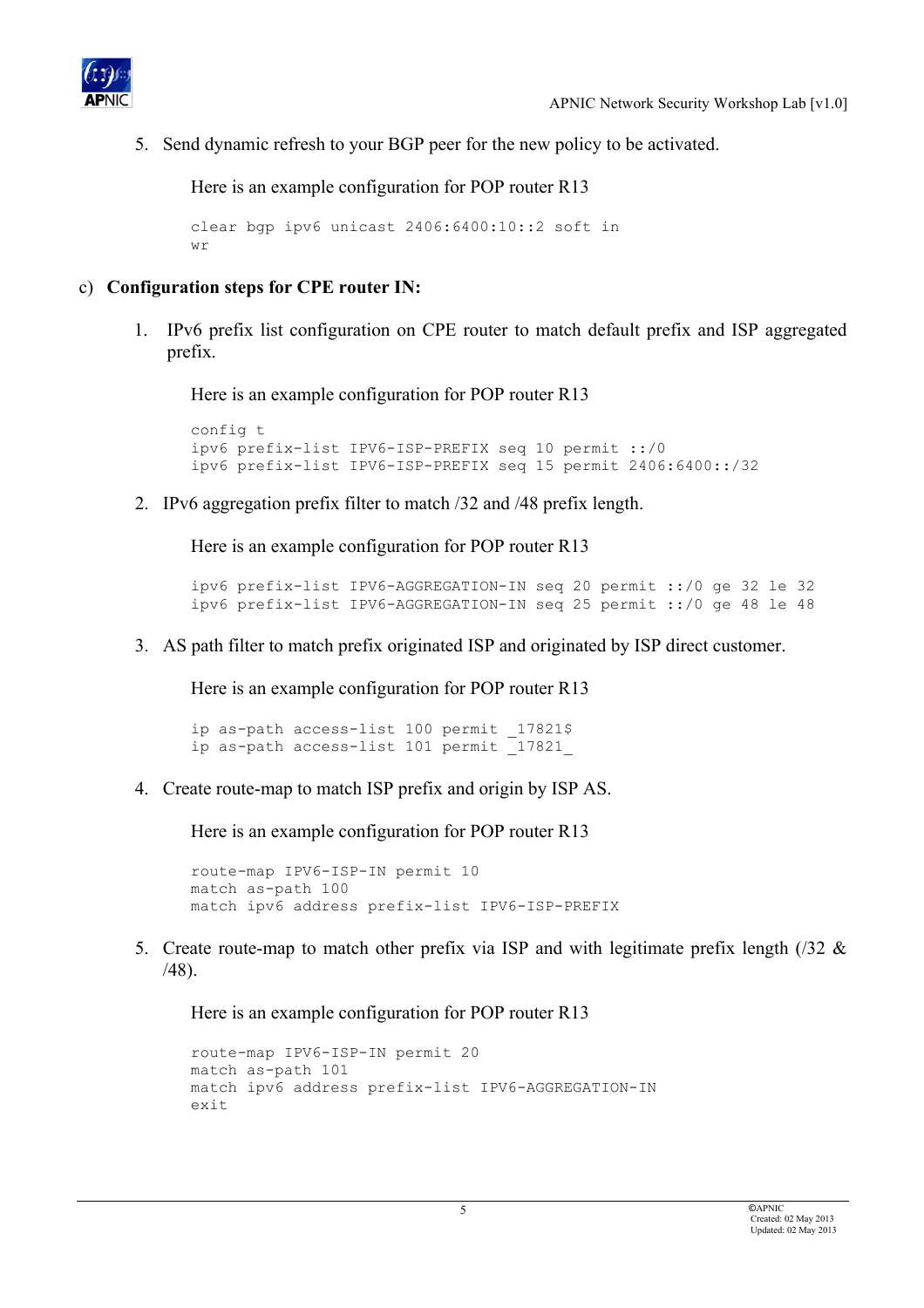5. Send dynamic refresh to your BGP peer for the new policy to be activated.

   Here is an example configuration for POP router R13

   ```
   clear bgp ipv6 unicast 2406:6400:10::2 soft in
   wr
   ```

c) **Configuration steps for CPE router IN:**

1. IPv6 prefix list configuration on CPE router to match default prefix and ISP aggregated prefix.

   Here is an example configuration for POP router R13

   ```
   config t
   ipv6 prefix-list IPV6-ISP-PREFIX seq 10 permit ::/0
   ipv6 prefix-list IPV6-ISP-PREFIX seq 15 permit 2406:6400::/32
   ```

2. IPv6 aggregation prefix filter to match /32 and /48 prefix length.

   Here is an example configuration for POP router R13

   ```
   ipv6 prefix-list IPV6-AGGREGATION-IN seq 20 permit ::/0 ge 32 le 32
   ipv6 prefix-list IPV6-AGGREGATION-IN seq 25 permit ::/0 ge 48 le 48
   ```

3. AS path filter to match prefix originated ISP and originated by ISP direct customer.

   Here is an example configuration for POP router R13

   ```
   ip as-path access-list 100 permit _17821$
   ip as-path access-list 101 permit _17821_
   ```

4. Create route-map to match ISP prefix and origin by ISP AS.

   Here is an example configuration for POP router R13

   ```
   route-map IPV6-ISP-IN permit 10
   match as-path 100
   match ipv6 address prefix-list IPV6-ISP-PREFIX
   ```

5. Create route-map to match other prefix via ISP and with legitimate prefix length (/32 & /48).

   Here is an example configuration for POP router R13

   ```
   route-map IPV6-ISP-IN permit 20
   match as-path 101
   match ipv6 address prefix-list IPV6-AGGREGATION-IN
   exit
   ```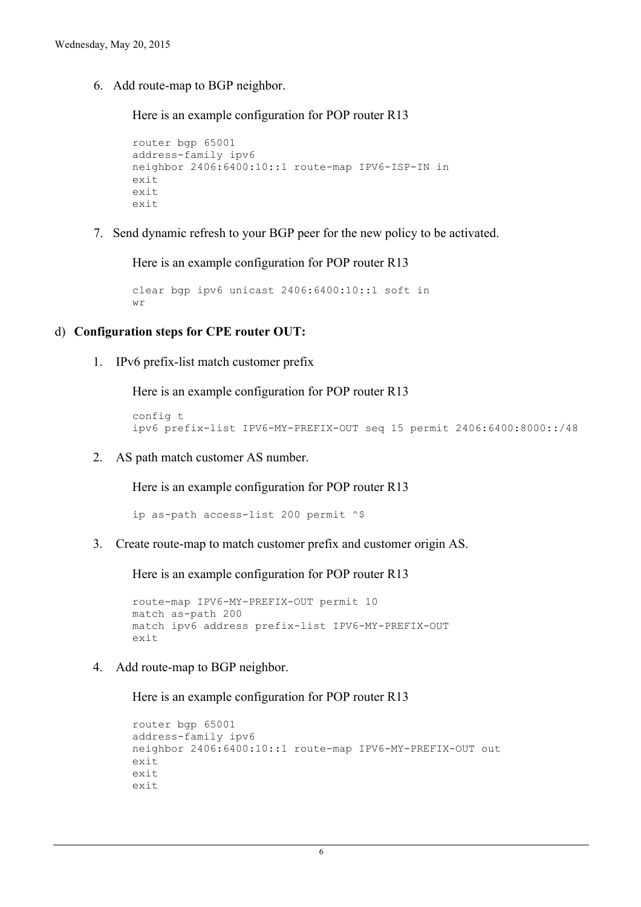6. Add route-map to BGP neighbor.

   Here is an example configuration for POP router R13

   ```
   router bgp 65001
   address-family ipv6
   neighbor 2406:6400:10::1 route-map IPV6-ISP-IN in
   exit
   exit
   exit
   ```

7. Send dynamic refresh to your BGP peer for the new policy to be activated.

   Here is an example configuration for POP router R13

   ```
   clear bgp ipv6 unicast 2406:6400:10::1 soft in
   wr
   ```

d) **Configuration steps for CPE router OUT:**

1. IPv6 prefix-list match customer prefix

   Here is an example configuration for POP router R13

   ```
   config t
   ipv6 prefix-list IPV6-MY-PREFIX-OUT seq 15 permit 2406:6400:8000::/48
   ```

2. AS path match customer AS number.

   Here is an example configuration for POP router R13

   ```
   ip as-path access-list 200 permit ^$
   ```

3. Create route-map to match customer prefix and customer origin AS.

   Here is an example configuration for POP router R13

   ```
   route-map IPV6-MY-PREFIX-OUT permit 10
   match as-path 200
   match ipv6 address prefix-list IPV6-MY-PREFIX-OUT
   exit
   ```

4. Add route-map to BGP neighbor.

   Here is an example configuration for POP router R13

   ```
   router bgp 65001
   address-family ipv6
   neighbor 2406:6400:10::1 route-map IPV6-MY-PREFIX-OUT out
   exit
   exit
   exit
   ```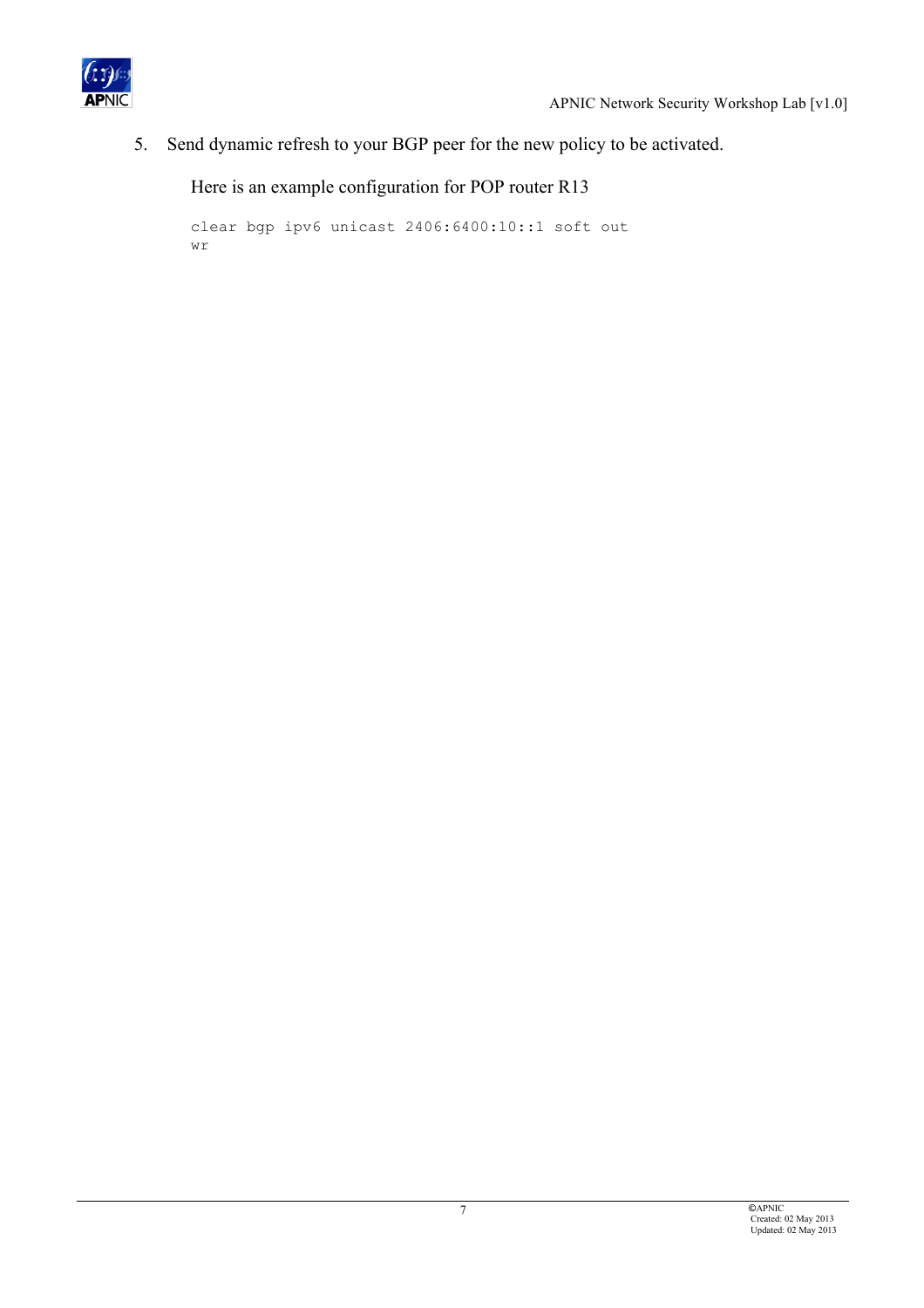5. Send dynamic refresh to your BGP peer for the new policy to be activated.

   Here is an example configuration for POP router R13

   ```
   clear bgp ipv6 unicast 2406:6400:10::1 soft out
   wr
   ```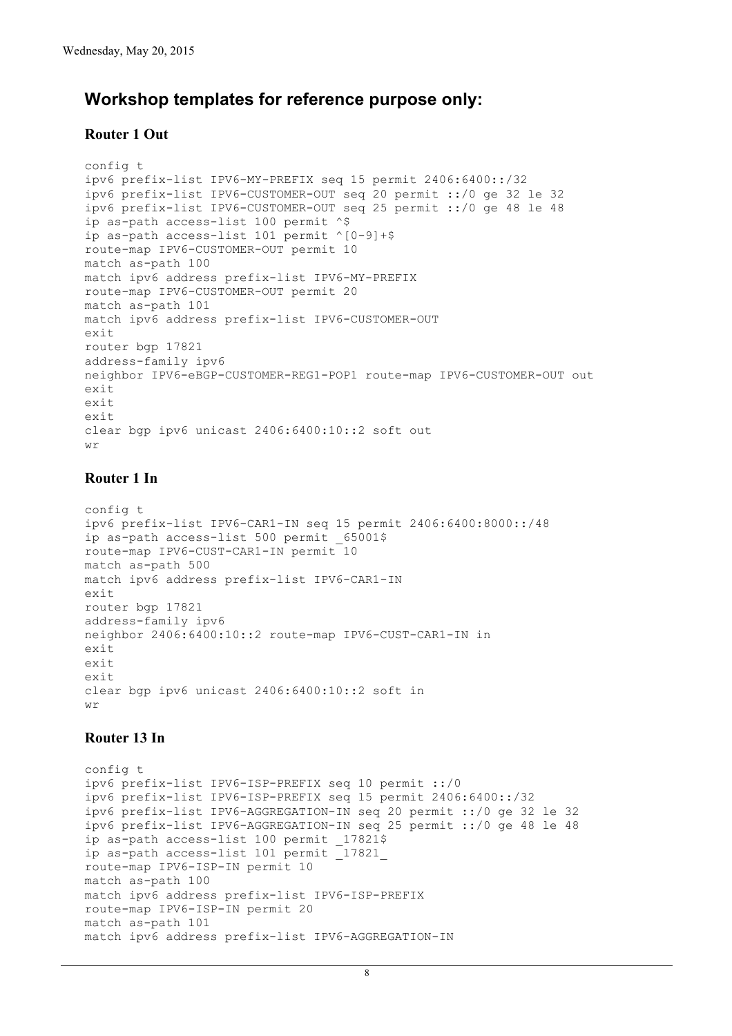## Workshop templates for reference purpose only:

### Router 1 Out

```
config t
ipv6 prefix-list IPV6-MY-PREFIX seq 15 permit 2406:6400::/32
ipv6 prefix-list IPV6-CUSTOMER-OUT seq 20 permit ::/0 ge 32 le 32
ipv6 prefix-list IPV6-CUSTOMER-OUT seq 25 permit ::/0 ge 48 le 48
ip as-path access-list 100 permit ^$
ip as-path access-list 101 permit ^[0-9]+$
route-map IPV6-CUSTOMER-OUT permit 10
match as-path 100
match ipv6 address prefix-list IPV6-MY-PREFIX
route-map IPV6-CUSTOMER-OUT permit 20
match as-path 101
match ipv6 address prefix-list IPV6-CUSTOMER-OUT
exit
router bgp 17821
address-family ipv6
neighbor IPV6-eBGP-CUSTOMER-REG1-POP1 route-map IPV6-CUSTOMER-OUT out
exit
exit
exit
clear bgp ipv6 unicast 2406:6400:10::2 soft out
wr
```

### Router 1 In

```
config t
ipv6 prefix-list IPV6-CAR1-IN seq 15 permit 2406:6400:8000::/48
ip as-path access-list 500 permit _65001$
route-map IPV6-CUST-CAR1-IN permit 10
match as-path 500
match ipv6 address prefix-list IPV6-CAR1-IN
exit
router bgp 17821
address-family ipv6
neighbor 2406:6400:10::2 route-map IPV6-CUST-CAR1-IN in
exit
exit
exit
clear bgp ipv6 unicast 2406:6400:10::2 soft in
wr
```

### Router 13 In

```
config t
ipv6 prefix-list IPV6-ISP-PREFIX seq 10 permit ::/0
ipv6 prefix-list IPV6-ISP-PREFIX seq 15 permit 2406:6400::/32
ipv6 prefix-list IPV6-AGGREGATION-IN seq 20 permit ::/0 ge 32 le 32
ipv6 prefix-list IPV6-AGGREGATION-IN seq 25 permit ::/0 ge 48 le 48
ip as-path access-list 100 permit _17821$
ip as-path access-list 101 permit _17821_
route-map IPV6-ISP-IN permit 10
match as-path 100
match ipv6 address prefix-list IPV6-ISP-PREFIX
route-map IPV6-ISP-IN permit 20
match as-path 101
match ipv6 address prefix-list IPV6-AGGREGATION-IN
```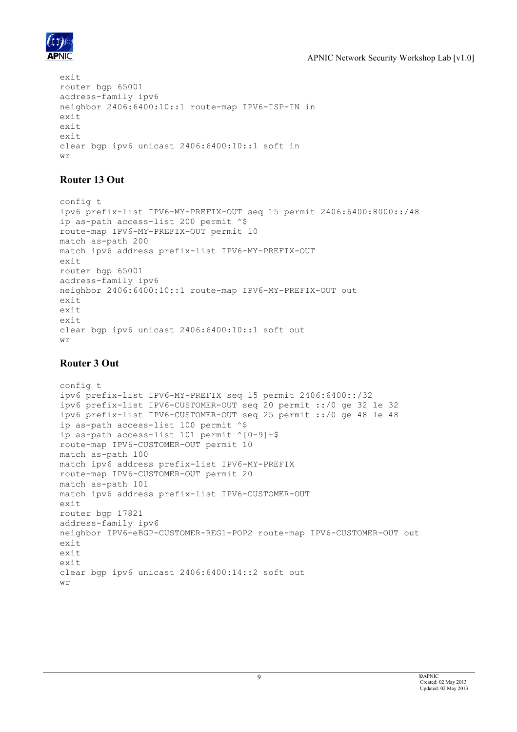```
exit
router bgp 65001
address-family ipv6
neighbor 2406:6400:10::1 route-map IPV6-ISP-IN in
exit
exit
exit
clear bgp ipv6 unicast 2406:6400:10::1 soft in
wr
```

### Router 13 Out

```
config t
ipv6 prefix-list IPV6-MY-PREFIX-OUT seq 15 permit 2406:6400:8000::/48
ip as-path access-list 200 permit ^$
route-map IPV6-MY-PREFIX-OUT permit 10
match as-path 200
match ipv6 address prefix-list IPV6-MY-PREFIX-OUT
exit
router bgp 65001
address-family ipv6
neighbor 2406:6400:10::1 route-map IPV6-MY-PREFIX-OUT out
exit
exit
exit
clear bgp ipv6 unicast 2406:6400:10::1 soft out
wr
```

### Router 3 Out

```
config t
ipv6 prefix-list IPV6-MY-PREFIX seq 15 permit 2406:6400::/32
ipv6 prefix-list IPV6-CUSTOMER-OUT seq 20 permit ::/0 ge 32 le 32
ipv6 prefix-list IPV6-CUSTOMER-OUT seq 25 permit ::/0 ge 48 le 48
ip as-path access-list 100 permit ^$
ip as-path access-list 101 permit ^[0-9]+$
route-map IPV6-CUSTOMER-OUT permit 10
match as-path 100
match ipv6 address prefix-list IPV6-MY-PREFIX
route-map IPV6-CUSTOMER-OUT permit 20
match as-path 101
match ipv6 address prefix-list IPV6-CUSTOMER-OUT
exit
router bgp 17821
address-family ipv6
neighbor IPV6-eBGP-CUSTOMER-REG1-POP2 route-map IPV6-CUSTOMER-OUT out
exit
exit
exit
clear bgp ipv6 unicast 2406:6400:14::2 soft out
wr
```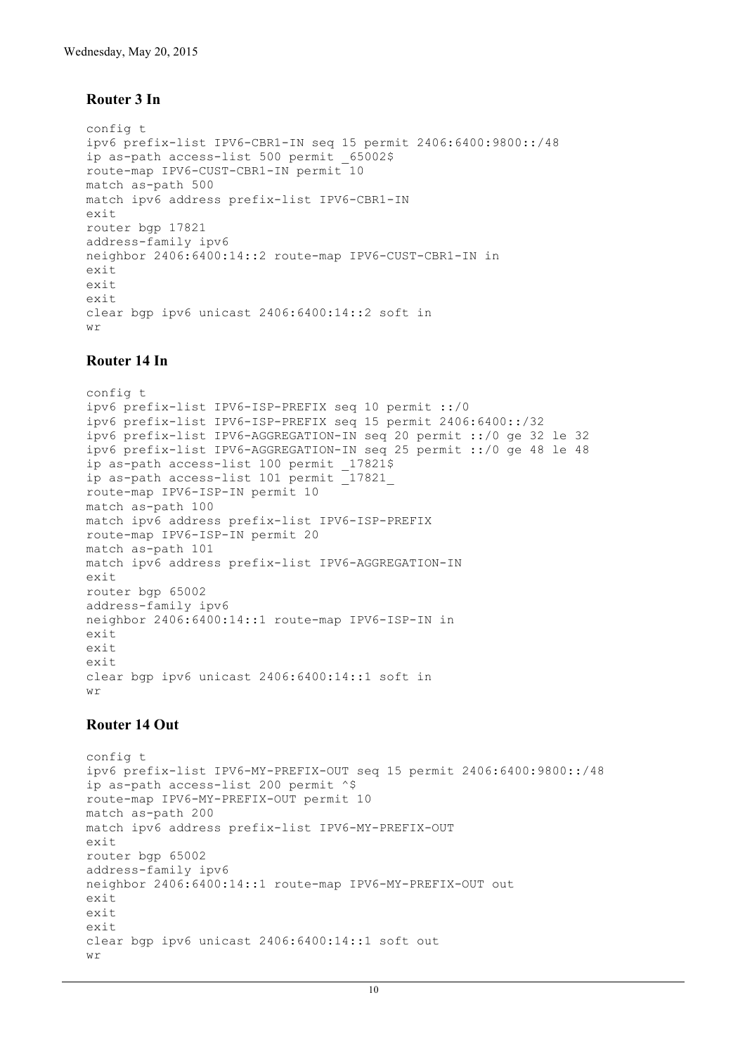## Router 3 In

```
config t
ipv6 prefix-list IPV6-CBR1-IN seq 15 permit 2406:6400:9800::/48
ip as-path access-list 500 permit _65002$
route-map IPV6-CUST-CBR1-IN permit 10
match as-path 500
match ipv6 address prefix-list IPV6-CBR1-IN
exit
router bgp 17821
address-family ipv6
neighbor 2406:6400:14::2 route-map IPV6-CUST-CBR1-IN in
exit
exit
exit
clear bgp ipv6 unicast 2406:6400:14::2 soft in
wr
```

## Router 14 In

```
config t
ipv6 prefix-list IPV6-ISP-PREFIX seq 10 permit ::/0
ipv6 prefix-list IPV6-ISP-PREFIX seq 15 permit 2406:6400::/32
ipv6 prefix-list IPV6-AGGREGATION-IN seq 20 permit ::/0 ge 32 le 32
ipv6 prefix-list IPV6-AGGREGATION-IN seq 25 permit ::/0 ge 48 le 48
ip as-path access-list 100 permit _17821$
ip as-path access-list 101 permit _17821_
route-map IPV6-ISP-IN permit 10
match as-path 100
match ipv6 address prefix-list IPV6-ISP-PREFIX
route-map IPV6-ISP-IN permit 20
match as-path 101
match ipv6 address prefix-list IPV6-AGGREGATION-IN
exit
router bgp 65002
address-family ipv6
neighbor 2406:6400:14::1 route-map IPV6-ISP-IN in
exit
exit
exit
clear bgp ipv6 unicast 2406:6400:14::1 soft in
wr
```

## Router 14 Out

```
config t
ipv6 prefix-list IPV6-MY-PREFIX-OUT seq 15 permit 2406:6400:9800::/48
ip as-path access-list 200 permit ^$
route-map IPV6-MY-PREFIX-OUT permit 10
match as-path 200
match ipv6 address prefix-list IPV6-MY-PREFIX-OUT
exit
router bgp 65002
address-family ipv6
neighbor 2406:6400:14::1 route-map IPV6-MY-PREFIX-OUT out
exit
exit
exit
clear bgp ipv6 unicast 2406:6400:14::1 soft out
wr
```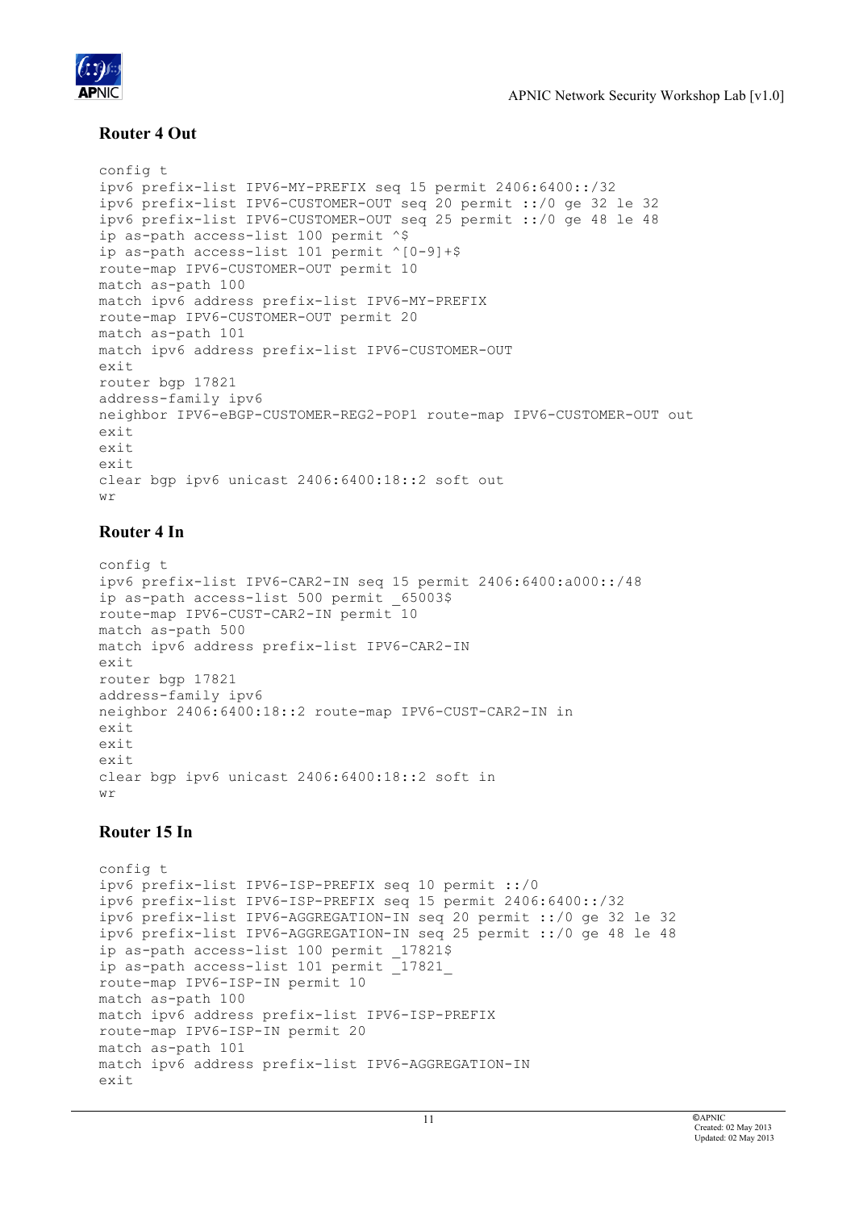## Router 4 Out

```
config t
ipv6 prefix-list IPV6-MY-PREFIX seq 15 permit 2406:6400::/32
ipv6 prefix-list IPV6-CUSTOMER-OUT seq 20 permit ::/0 ge 32 le 32
ipv6 prefix-list IPV6-CUSTOMER-OUT seq 25 permit ::/0 ge 48 le 48
ip as-path access-list 100 permit ^$
ip as-path access-list 101 permit ^[0-9]+$
route-map IPV6-CUSTOMER-OUT permit 10
match as-path 100
match ipv6 address prefix-list IPV6-MY-PREFIX
route-map IPV6-CUSTOMER-OUT permit 20
match as-path 101
match ipv6 address prefix-list IPV6-CUSTOMER-OUT
exit
router bgp 17821
address-family ipv6
neighbor IPV6-eBGP-CUSTOMER-REG2-POP1 route-map IPV6-CUSTOMER-OUT out
exit
exit
exit
clear bgp ipv6 unicast 2406:6400:18::2 soft out
wr
```

## Router 4 In

```
config t
ipv6 prefix-list IPV6-CAR2-IN seq 15 permit 2406:6400:a000::/48
ip as-path access-list 500 permit _65003$
route-map IPV6-CUST-CAR2-IN permit 10
match as-path 500
match ipv6 address prefix-list IPV6-CAR2-IN
exit
router bgp 17821
address-family ipv6
neighbor 2406:6400:18::2 route-map IPV6-CUST-CAR2-IN in
exit
exit
exit
clear bgp ipv6 unicast 2406:6400:18::2 soft in
wr
```

## Router 15 In

```
config t
ipv6 prefix-list IPV6-ISP-PREFIX seq 10 permit ::/0
ipv6 prefix-list IPV6-ISP-PREFIX seq 15 permit 2406:6400::/32
ipv6 prefix-list IPV6-AGGREGATION-IN seq 20 permit ::/0 ge 32 le 32
ipv6 prefix-list IPV6-AGGREGATION-IN seq 25 permit ::/0 ge 48 le 48
ip as-path access-list 100 permit _17821$
ip as-path access-list 101 permit _17821_
route-map IPV6-ISP-IN permit 10
match as-path 100
match ipv6 address prefix-list IPV6-ISP-PREFIX
route-map IPV6-ISP-IN permit 20
match as-path 101
match ipv6 address prefix-list IPV6-AGGREGATION-IN
exit
```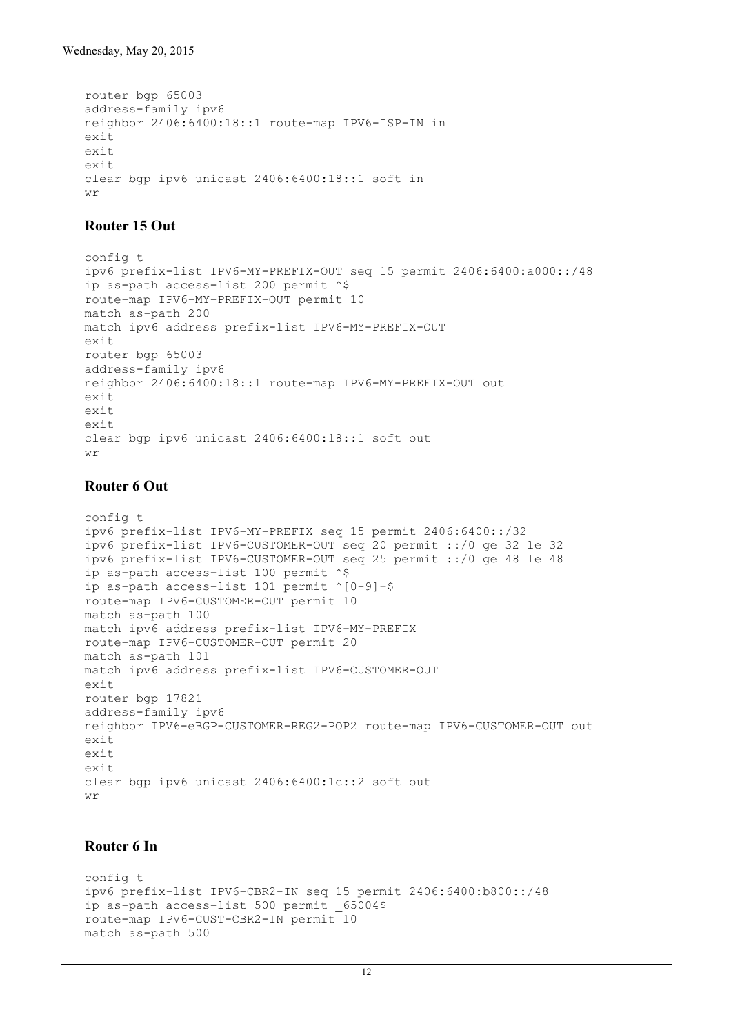```
router bgp 65003
address-family ipv6
neighbor 2406:6400:18::1 route-map IPV6-ISP-IN in
exit
exit
exit
clear bgp ipv6 unicast 2406:6400:18::1 soft in
wr
```

### Router 15 Out

```
config t
ipv6 prefix-list IPV6-MY-PREFIX-OUT seq 15 permit 2406:6400:a000::/48
ip as-path access-list 200 permit ^$
route-map IPV6-MY-PREFIX-OUT permit 10
match as-path 200
match ipv6 address prefix-list IPV6-MY-PREFIX-OUT
exit
router bgp 65003
address-family ipv6
neighbor 2406:6400:18::1 route-map IPV6-MY-PREFIX-OUT out
exit
exit
exit
clear bgp ipv6 unicast 2406:6400:18::1 soft out
wr
```

### Router 6 Out

```
config t
ipv6 prefix-list IPV6-MY-PREFIX seq 15 permit 2406:6400::/32
ipv6 prefix-list IPV6-CUSTOMER-OUT seq 20 permit ::/0 ge 32 le 32
ipv6 prefix-list IPV6-CUSTOMER-OUT seq 25 permit ::/0 ge 48 le 48
ip as-path access-list 100 permit ^$
ip as-path access-list 101 permit ^[0-9]+$
route-map IPV6-CUSTOMER-OUT permit 10
match as-path 100
match ipv6 address prefix-list IPV6-MY-PREFIX
route-map IPV6-CUSTOMER-OUT permit 20
match as-path 101
match ipv6 address prefix-list IPV6-CUSTOMER-OUT
exit
router bgp 17821
address-family ipv6
neighbor IPV6-eBGP-CUSTOMER-REG2-POP2 route-map IPV6-CUSTOMER-OUT out
exit
exit
exit
clear bgp ipv6 unicast 2406:6400:1c::2 soft out
wr
```

### Router 6 In

```
config t
ipv6 prefix-list IPV6-CBR2-IN seq 15 permit 2406:6400:b800::/48
ip as-path access-list 500 permit _65004$
route-map IPV6-CUST-CBR2-IN permit 10
match as-path 500
```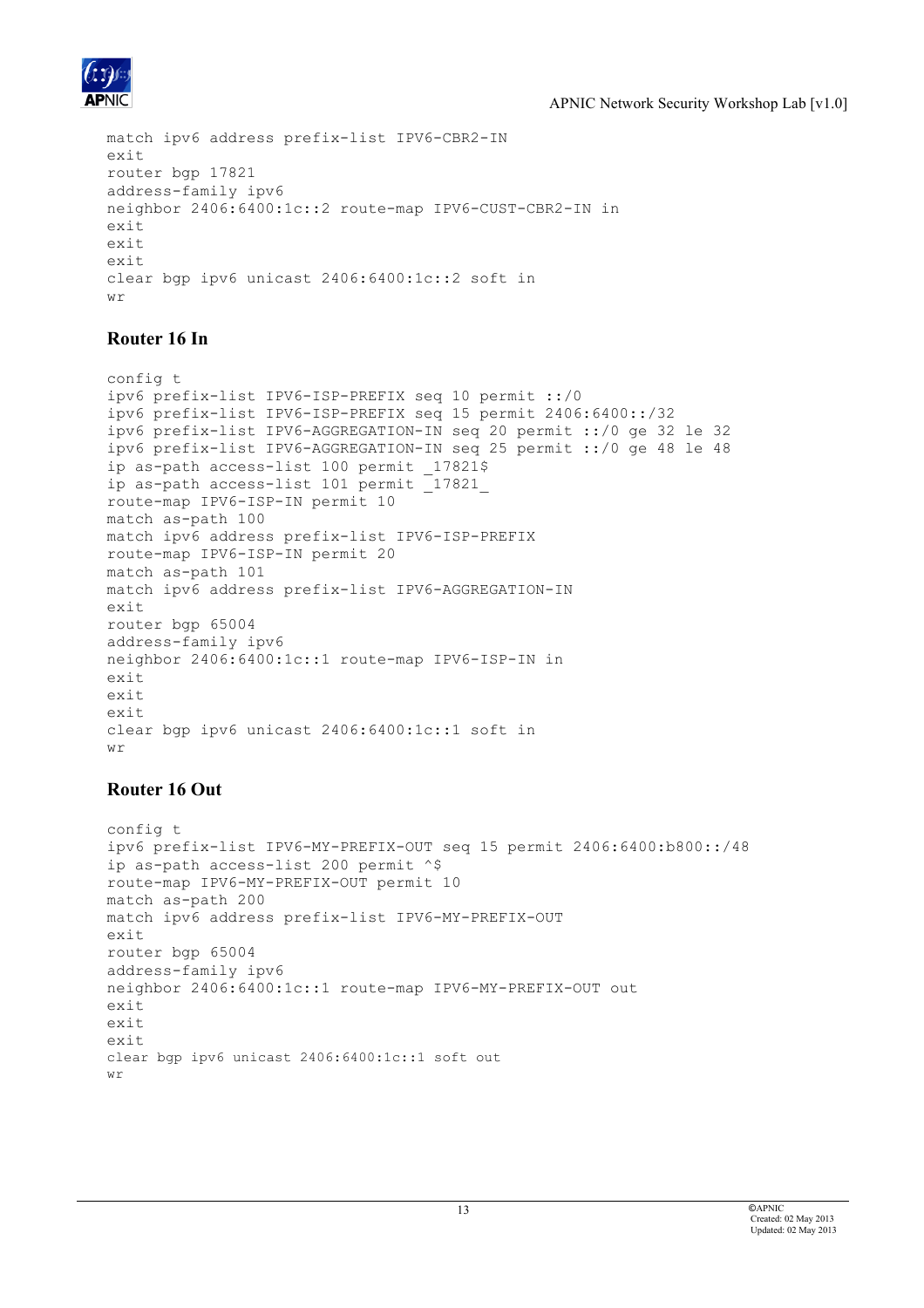```
match ipv6 address prefix-list IPV6-CBR2-IN
exit
router bgp 17821
address-family ipv6
neighbor 2406:6400:1c::2 route-map IPV6-CUST-CBR2-IN in
exit
exit
exit
clear bgp ipv6 unicast 2406:6400:1c::2 soft in
wr
```

### Router 16 In

```
config t
ipv6 prefix-list IPV6-ISP-PREFIX seq 10 permit ::/0
ipv6 prefix-list IPV6-ISP-PREFIX seq 15 permit 2406:6400::/32
ipv6 prefix-list IPV6-AGGREGATION-IN seq 20 permit ::/0 ge 32 le 32
ipv6 prefix-list IPV6-AGGREGATION-IN seq 25 permit ::/0 ge 48 le 48
ip as-path access-list 100 permit _17821$
ip as-path access-list 101 permit _17821_
route-map IPV6-ISP-IN permit 10
match as-path 100
match ipv6 address prefix-list IPV6-ISP-PREFIX
route-map IPV6-ISP-IN permit 20
match as-path 101
match ipv6 address prefix-list IPV6-AGGREGATION-IN
exit
router bgp 65004
address-family ipv6
neighbor 2406:6400:1c::1 route-map IPV6-ISP-IN in
exit
exit
exit
clear bgp ipv6 unicast 2406:6400:1c::1 soft in
wr
```

### Router 16 Out

```
config t
ipv6 prefix-list IPV6-MY-PREFIX-OUT seq 15 permit 2406:6400:b800::/48
ip as-path access-list 200 permit ^$
route-map IPV6-MY-PREFIX-OUT permit 10
match as-path 200
match ipv6 address prefix-list IPV6-MY-PREFIX-OUT
exit
router bgp 65004
address-family ipv6
neighbor 2406:6400:1c::1 route-map IPV6-MY-PREFIX-OUT out
exit
exit
exit
clear bgp ipv6 unicast 2406:6400:1c::1 soft out
wr
```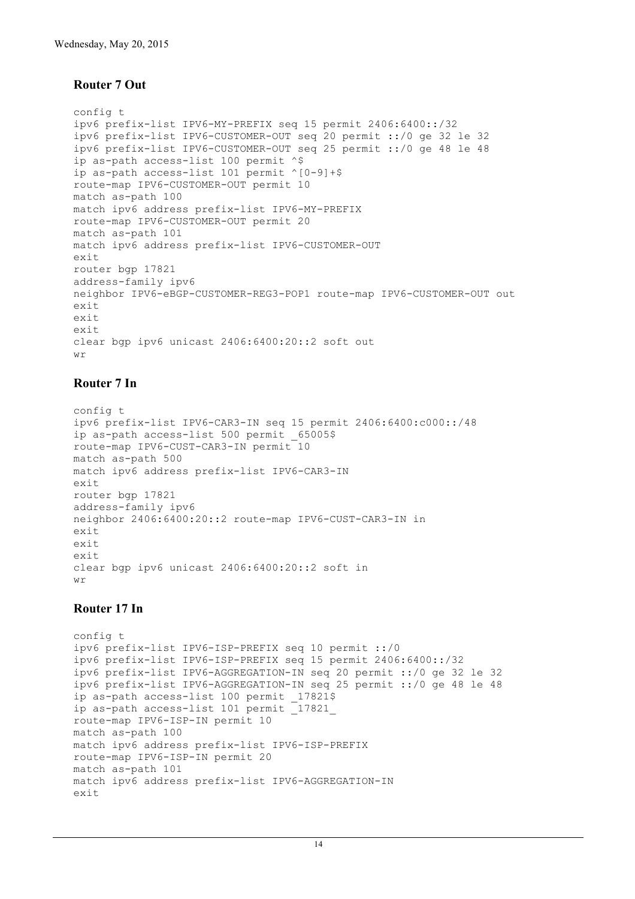## Router 7 Out

```
config t
ipv6 prefix-list IPV6-MY-PREFIX seq 15 permit 2406:6400::/32
ipv6 prefix-list IPV6-CUSTOMER-OUT seq 20 permit ::/0 ge 32 le 32
ipv6 prefix-list IPV6-CUSTOMER-OUT seq 25 permit ::/0 ge 48 le 48
ip as-path access-list 100 permit ^$
ip as-path access-list 101 permit ^[0-9]+$
route-map IPV6-CUSTOMER-OUT permit 10
match as-path 100
match ipv6 address prefix-list IPV6-MY-PREFIX
route-map IPV6-CUSTOMER-OUT permit 20
match as-path 101
match ipv6 address prefix-list IPV6-CUSTOMER-OUT
exit
router bgp 17821
address-family ipv6
neighbor IPV6-eBGP-CUSTOMER-REG3-POP1 route-map IPV6-CUSTOMER-OUT out
exit
exit
exit
clear bgp ipv6 unicast 2406:6400:20::2 soft out
wr
```

## Router 7 In

```
config t
ipv6 prefix-list IPV6-CAR3-IN seq 15 permit 2406:6400:c000::/48
ip as-path access-list 500 permit _65005$
route-map IPV6-CUST-CAR3-IN permit 10
match as-path 500
match ipv6 address prefix-list IPV6-CAR3-IN
exit
router bgp 17821
address-family ipv6
neighbor 2406:6400:20::2 route-map IPV6-CUST-CAR3-IN in
exit
exit
exit
clear bgp ipv6 unicast 2406:6400:20::2 soft in
wr
```

## Router 17 In

```
config t
ipv6 prefix-list IPV6-ISP-PREFIX seq 10 permit ::/0
ipv6 prefix-list IPV6-ISP-PREFIX seq 15 permit 2406:6400::/32
ipv6 prefix-list IPV6-AGGREGATION-IN seq 20 permit ::/0 ge 32 le 32
ipv6 prefix-list IPV6-AGGREGATION-IN seq 25 permit ::/0 ge 48 le 48
ip as-path access-list 100 permit _17821$
ip as-path access-list 101 permit _17821_
route-map IPV6-ISP-IN permit 10
match as-path 100
match ipv6 address prefix-list IPV6-ISP-PREFIX
route-map IPV6-ISP-IN permit 20
match as-path 101
match ipv6 address prefix-list IPV6-AGGREGATION-IN
exit
```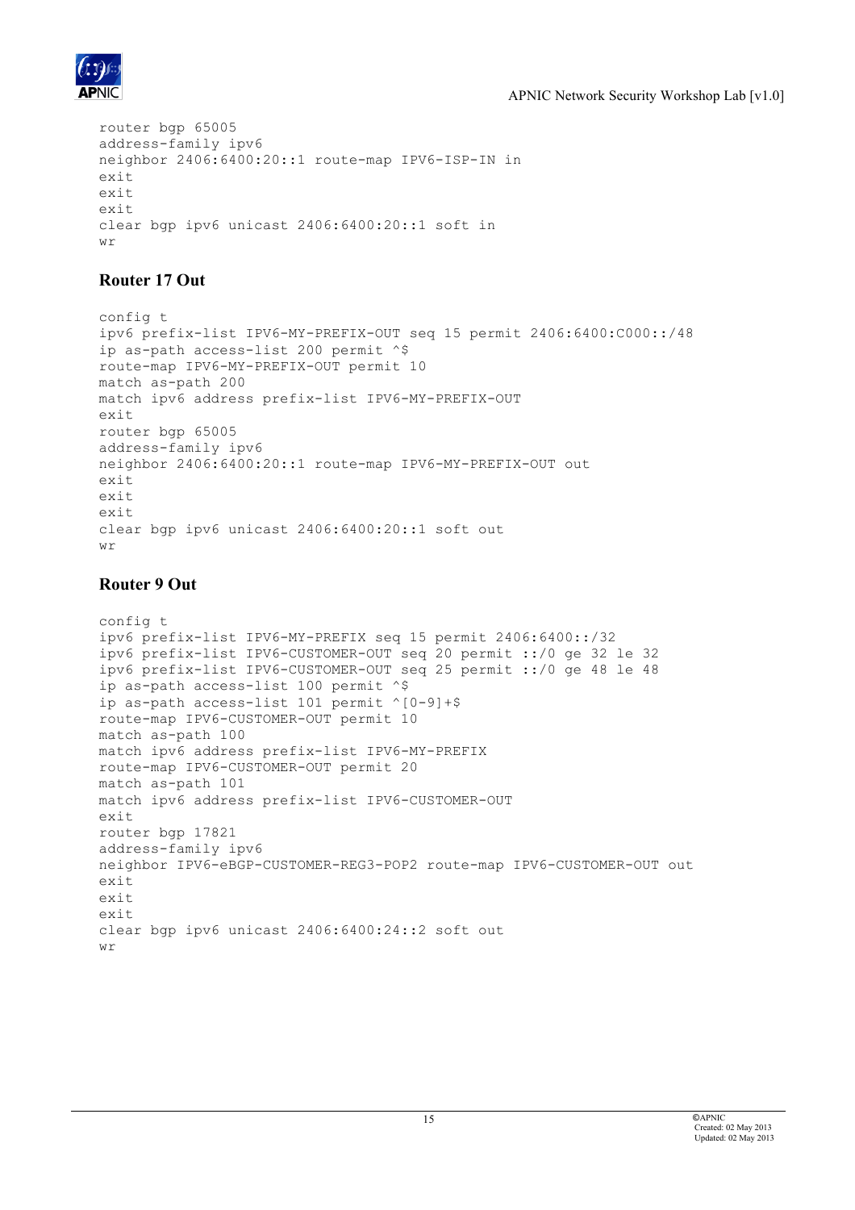```
router bgp 65005
address-family ipv6
neighbor 2406:6400:20::1 route-map IPV6-ISP-IN in
exit
exit
exit
clear bgp ipv6 unicast 2406:6400:20::1 soft in
wr
```

## Router 17 Out

```
config t
ipv6 prefix-list IPV6-MY-PREFIX-OUT seq 15 permit 2406:6400:C000::/48
ip as-path access-list 200 permit ^$
route-map IPV6-MY-PREFIX-OUT permit 10
match as-path 200
match ipv6 address prefix-list IPV6-MY-PREFIX-OUT
exit
router bgp 65005
address-family ipv6
neighbor 2406:6400:20::1 route-map IPV6-MY-PREFIX-OUT out
exit
exit
exit
clear bgp ipv6 unicast 2406:6400:20::1 soft out
wr
```

## Router 9 Out

```
config t
ipv6 prefix-list IPV6-MY-PREFIX seq 15 permit 2406:6400::/32
ipv6 prefix-list IPV6-CUSTOMER-OUT seq 20 permit ::/0 ge 32 le 32
ipv6 prefix-list IPV6-CUSTOMER-OUT seq 25 permit ::/0 ge 48 le 48
ip as-path access-list 100 permit ^$
ip as-path access-list 101 permit ^[0-9]+$
route-map IPV6-CUSTOMER-OUT permit 10
match as-path 100
match ipv6 address prefix-list IPV6-MY-PREFIX
route-map IPV6-CUSTOMER-OUT permit 20
match as-path 101
match ipv6 address prefix-list IPV6-CUSTOMER-OUT
exit
router bgp 17821
address-family ipv6
neighbor IPV6-eBGP-CUSTOMER-REG3-POP2 route-map IPV6-CUSTOMER-OUT out
exit
exit
exit
clear bgp ipv6 unicast 2406:6400:24::2 soft out
wr
```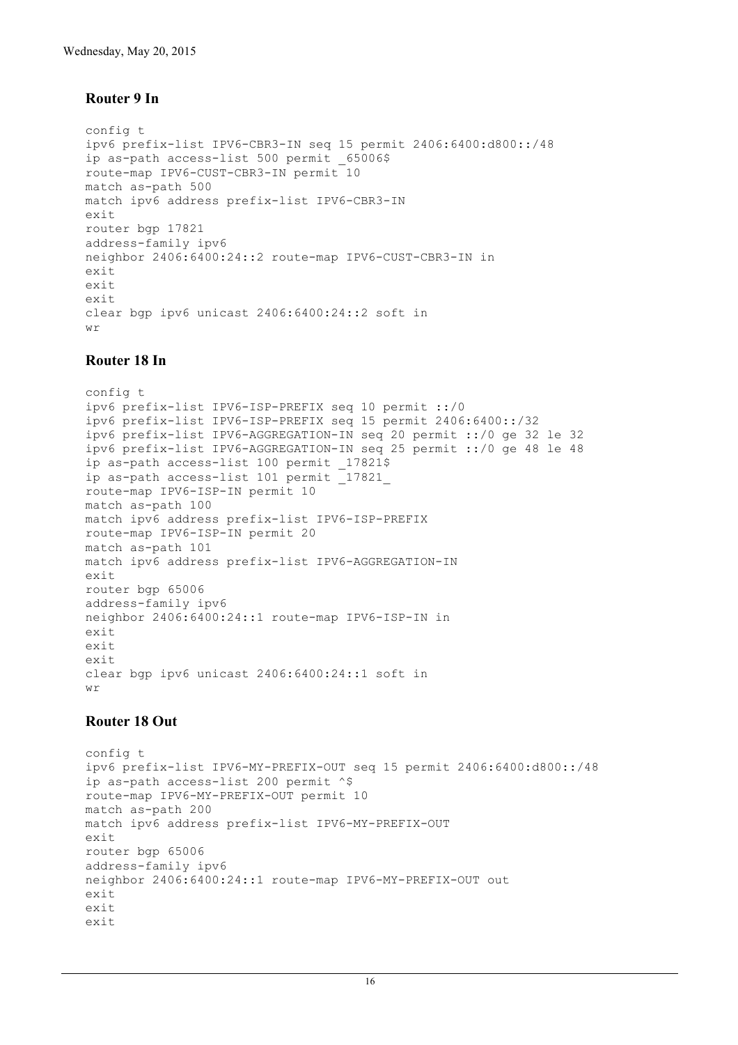Wednesday, May 20, 2015

### Router 9 In

```
config t
ipv6 prefix-list IPV6-CBR3-IN seq 15 permit 2406:6400:d800::/48
ip as-path access-list 500 permit _65006$
route-map IPV6-CUST-CBR3-IN permit 10
match as-path 500
match ipv6 address prefix-list IPV6-CBR3-IN
exit
router bgp 17821
address-family ipv6
neighbor 2406:6400:24::2 route-map IPV6-CUST-CBR3-IN in
exit
exit
exit
clear bgp ipv6 unicast 2406:6400:24::2 soft in
wr
```

### Router 18 In

```
config t
ipv6 prefix-list IPV6-ISP-PREFIX seq 10 permit ::/0
ipv6 prefix-list IPV6-ISP-PREFIX seq 15 permit 2406:6400::/32
ipv6 prefix-list IPV6-AGGREGATION-IN seq 20 permit ::/0 ge 32 le 32
ipv6 prefix-list IPV6-AGGREGATION-IN seq 25 permit ::/0 ge 48 le 48
ip as-path access-list 100 permit _17821$
ip as-path access-list 101 permit _17821_
route-map IPV6-ISP-IN permit 10
match as-path 100
match ipv6 address prefix-list IPV6-ISP-PREFIX
route-map IPV6-ISP-IN permit 20
match as-path 101
match ipv6 address prefix-list IPV6-AGGREGATION-IN
exit
router bgp 65006
address-family ipv6
neighbor 2406:6400:24::1 route-map IPV6-ISP-IN in
exit
exit
exit
clear bgp ipv6 unicast 2406:6400:24::1 soft in
wr
```

### Router 18 Out

```
config t
ipv6 prefix-list IPV6-MY-PREFIX-OUT seq 15 permit 2406:6400:d800::/48
ip as-path access-list 200 permit ^$
route-map IPV6-MY-PREFIX-OUT permit 10
match as-path 200
match ipv6 address prefix-list IPV6-MY-PREFIX-OUT
exit
router bgp 65006
address-family ipv6
neighbor 2406:6400:24::1 route-map IPV6-MY-PREFIX-OUT out
exit
exit
exit
```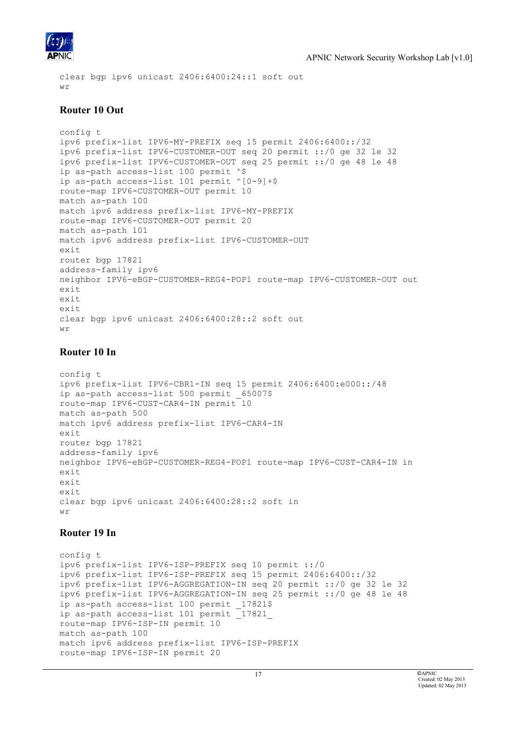```
clear bgp ipv6 unicast 2406:6400:24::1 soft out
wr
```

### Router 10 Out

```
config t
ipv6 prefix-list IPV6-MY-PREFIX seq 15 permit 2406:6400::/32
ipv6 prefix-list IPV6-CUSTOMER-OUT seq 20 permit ::/0 ge 32 le 32
ipv6 prefix-list IPV6-CUSTOMER-OUT seq 25 permit ::/0 ge 48 le 48
ip as-path access-list 100 permit ^$
ip as-path access-list 101 permit ^[0-9]+$
route-map IPV6-CUSTOMER-OUT permit 10
match as-path 100
match ipv6 address prefix-list IPV6-MY-PREFIX
route-map IPV6-CUSTOMER-OUT permit 20
match as-path 101
match ipv6 address prefix-list IPV6-CUSTOMER-OUT
exit
router bgp 17821
address-family ipv6
neighbor IPV6-eBGP-CUSTOMER-REG4-POP1 route-map IPV6-CUSTOMER-OUT out
exit
exit
exit
clear bgp ipv6 unicast 2406:6400:28::2 soft out
wr
```

### Router 10 In

```
config t
ipv6 prefix-list IPV6-CBR1-IN seq 15 permit 2406:6400:e000::/48
ip as-path access-list 500 permit _65007$
route-map IPV6-CUST-CAR4-IN permit 10
match as-path 500
match ipv6 address prefix-list IPV6-CAR4-IN
exit
router bgp 17821
address-family ipv6
neighbor IPV6-eBGP-CUSTOMER-REG4-POP1 route-map IPV6-CUST-CAR4-IN in
exit
exit
exit
clear bgp ipv6 unicast 2406:6400:28::2 soft in
wr
```

### Router 19 In

```
config t
ipv6 prefix-list IPV6-ISP-PREFIX seq 10 permit ::/0
ipv6 prefix-list IPV6-ISP-PREFIX seq 15 permit 2406:6400::/32
ipv6 prefix-list IPV6-AGGREGATION-IN seq 20 permit ::/0 ge 32 le 32
ipv6 prefix-list IPV6-AGGREGATION-IN seq 25 permit ::/0 ge 48 le 48
ip as-path access-list 100 permit _17821$
ip as-path access-list 101 permit _17821_
route-map IPV6-ISP-IN permit 10
match as-path 100
match ipv6 address prefix-list IPV6-ISP-PREFIX
route-map IPV6-ISP-IN permit 20
```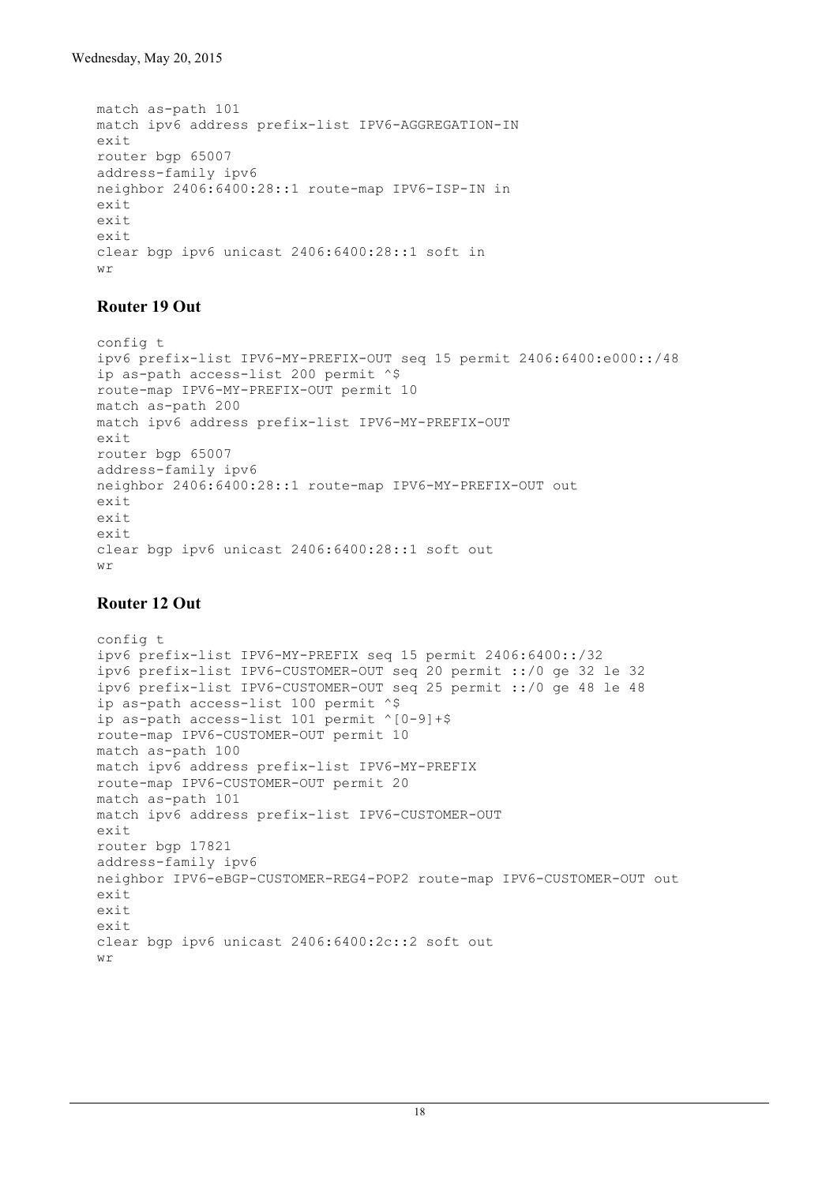```
match as-path 101
match ipv6 address prefix-list IPV6-AGGREGATION-IN
exit
router bgp 65007
address-family ipv6
neighbor 2406:6400:28::1 route-map IPV6-ISP-IN in
exit
exit
exit
clear bgp ipv6 unicast 2406:6400:28::1 soft in
wr
```

### Router 19 Out

```
config t
ipv6 prefix-list IPV6-MY-PREFIX-OUT seq 15 permit 2406:6400:e000::/48
ip as-path access-list 200 permit ^$
route-map IPV6-MY-PREFIX-OUT permit 10
match as-path 200
match ipv6 address prefix-list IPV6-MY-PREFIX-OUT
exit
router bgp 65007
address-family ipv6
neighbor 2406:6400:28::1 route-map IPV6-MY-PREFIX-OUT out
exit
exit
exit
clear bgp ipv6 unicast 2406:6400:28::1 soft out
wr
```

### Router 12 Out

```
config t
ipv6 prefix-list IPV6-MY-PREFIX seq 15 permit 2406:6400::/32
ipv6 prefix-list IPV6-CUSTOMER-OUT seq 20 permit ::/0 ge 32 le 32
ipv6 prefix-list IPV6-CUSTOMER-OUT seq 25 permit ::/0 ge 48 le 48
ip as-path access-list 100 permit ^$
ip as-path access-list 101 permit ^[0-9]+$
route-map IPV6-CUSTOMER-OUT permit 10
match as-path 100
match ipv6 address prefix-list IPV6-MY-PREFIX
route-map IPV6-CUSTOMER-OUT permit 20
match as-path 101
match ipv6 address prefix-list IPV6-CUSTOMER-OUT
exit
router bgp 17821
address-family ipv6
neighbor IPV6-eBGP-CUSTOMER-REG4-POP2 route-map IPV6-CUSTOMER-OUT out
exit
exit
exit
clear bgp ipv6 unicast 2406:6400:2c::2 soft out
wr
```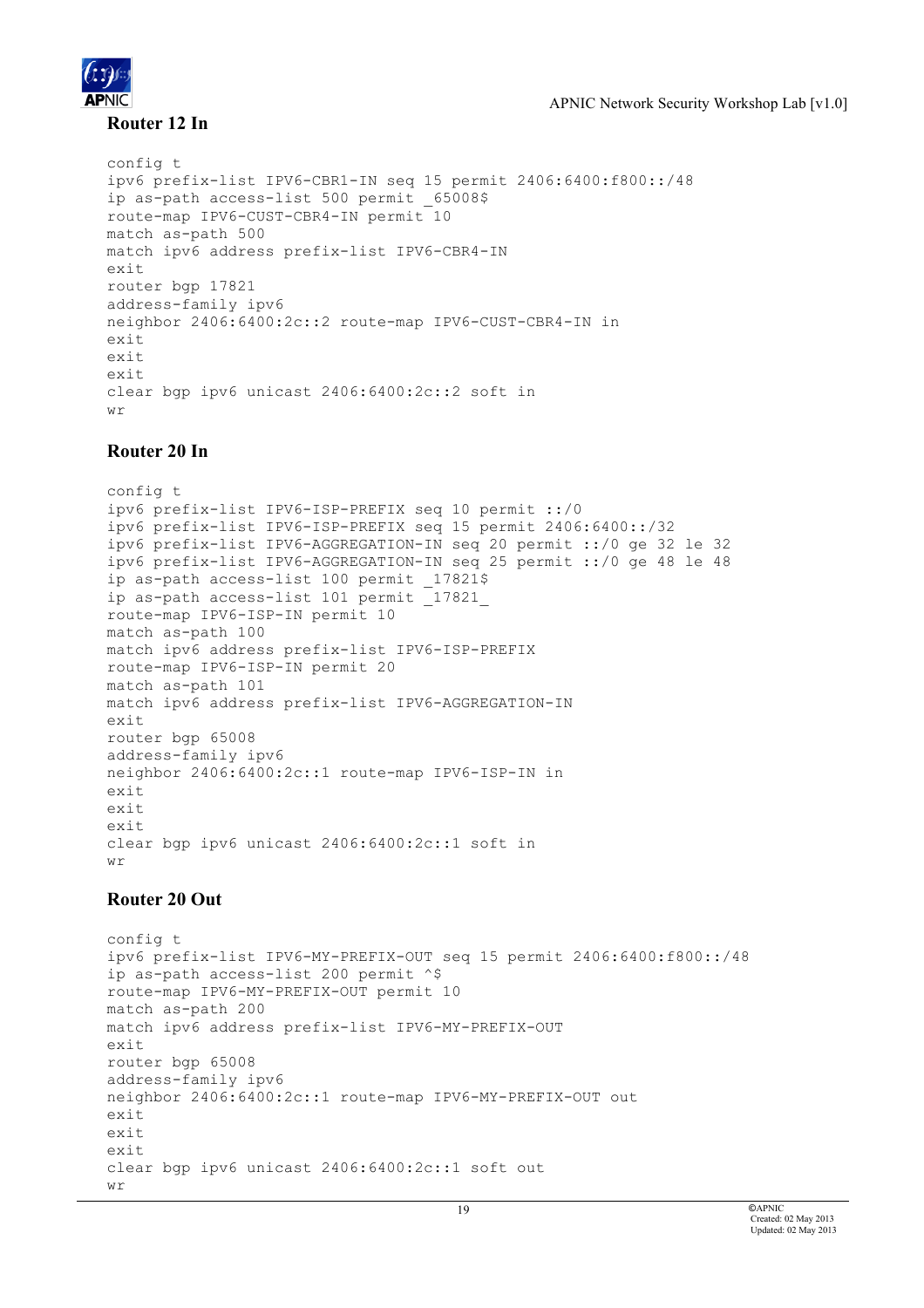### Router 12 In

```
config t
ipv6 prefix-list IPV6-CBR1-IN seq 15 permit 2406:6400:f800::/48
ip as-path access-list 500 permit _65008$
route-map IPV6-CUST-CBR4-IN permit 10
match as-path 500
match ipv6 address prefix-list IPV6-CBR4-IN
exit
router bgp 17821
address-family ipv6
neighbor 2406:6400:2c::2 route-map IPV6-CUST-CBR4-IN in
exit
exit
exit
clear bgp ipv6 unicast 2406:6400:2c::2 soft in
wr
```

### Router 20 In

```
config t
ipv6 prefix-list IPV6-ISP-PREFIX seq 10 permit ::/0
ipv6 prefix-list IPV6-ISP-PREFIX seq 15 permit 2406:6400::/32
ipv6 prefix-list IPV6-AGGREGATION-IN seq 20 permit ::/0 ge 32 le 32
ipv6 prefix-list IPV6-AGGREGATION-IN seq 25 permit ::/0 ge 48 le 48
ip as-path access-list 100 permit _17821$
ip as-path access-list 101 permit _17821_
route-map IPV6-ISP-IN permit 10
match as-path 100
match ipv6 address prefix-list IPV6-ISP-PREFIX
route-map IPV6-ISP-IN permit 20
match as-path 101
match ipv6 address prefix-list IPV6-AGGREGATION-IN
exit
router bgp 65008
address-family ipv6
neighbor 2406:6400:2c::1 route-map IPV6-ISP-IN in
exit
exit
exit
clear bgp ipv6 unicast 2406:6400:2c::1 soft in
wr
```

### Router 20 Out

```
config t
ipv6 prefix-list IPV6-MY-PREFIX-OUT seq 15 permit 2406:6400:f800::/48
ip as-path access-list 200 permit ^$
route-map IPV6-MY-PREFIX-OUT permit 10
match as-path 200
match ipv6 address prefix-list IPV6-MY-PREFIX-OUT
exit
router bgp 65008
address-family ipv6
neighbor 2406:6400:2c::1 route-map IPV6-MY-PREFIX-OUT out
exit
exit
exit
clear bgp ipv6 unicast 2406:6400:2c::1 soft out
wr
```